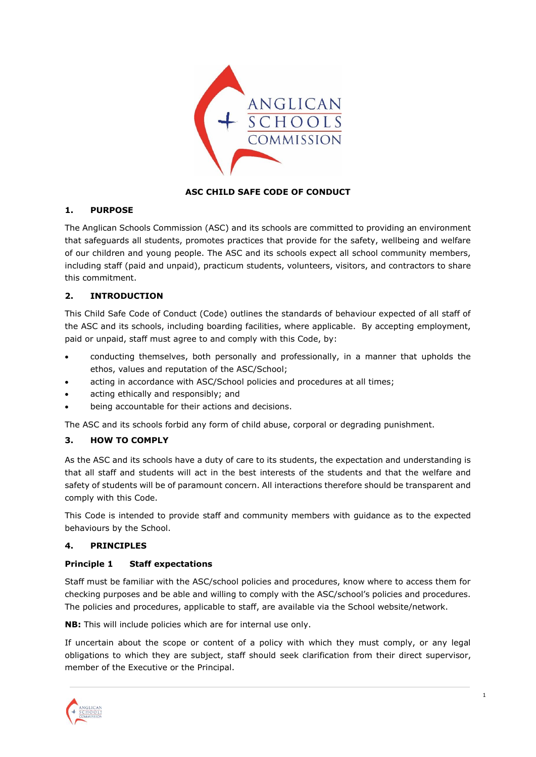# ASC CHILD SAFE CODE OF CONDUCT

## 1. PURPOSE

The Anglican Schools Commission (ASC) and its schools are committed to providing an environment that safeguards all students, promotes practices that provide for the safety, wellbeing and welfare of our children and young people. The ASC and its schools expect all school community members, including staff (paid and unpaid), practicum students, volunteers, visitors, and contractors to share this commitment.

## 2. INTRODUCTION

This Child Safe Code of Conduct (Code) outlines the standards of behaviour expected of all staff of the ASC and its schools, including boarding facilities, where applicable. By accepting employment, paid or unpaid, staff must agree to and comply with this Code, by:

- conducting themselves, both personally and professionally, in a manner that upholds the ethos, values and reputation of the ASC/School;
- acting in accordance with ASC/School policies and procedures at all times;
- acting ethically and responsibly; and
- being accountable for their actions and decisions.

The ASC and its schools forbid any form of child abuse, corporal or degrading punishment.

## 3. HOW TO COMPLY

As the ASC and its schools have a duty of care to its students, the expectation and understanding is that all staff and students will act in the best interests of the students and that the welfare and safety of students will be of paramount concern. All interactions therefore should be transparent and comply with this Code.

This Code is intended to provide staff and community members with guidance as to the expected behaviours by the School.

## 4. PRINCIPLES

### Principle 1 Staff expectations

Staff must be familiar with the ASC/school policies and procedures, know where to access them for checking purposes and be able and willing to comply with the ASC/school's policies and procedures. The policies and procedures, applicable to staff, are available via the School website/network.

**NB:** This will include policies which are for internal use only.

If uncertain about the scope or content of a policy with which they must comply, or any legal obligations to which they are subject, staff should seek clarification from their direct supervisor, member of the Executive or the Principal.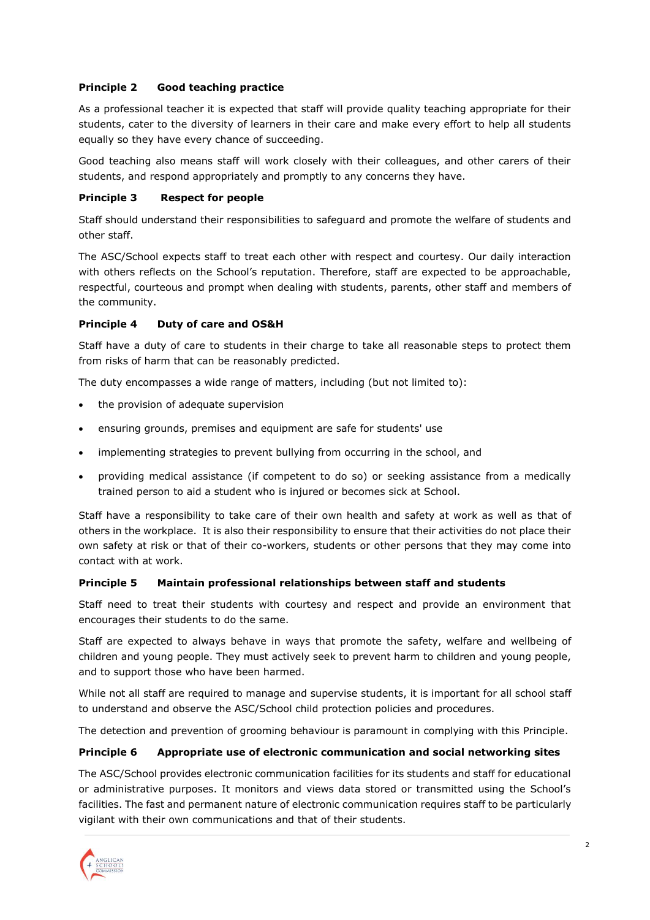**Principle 2 Good teaching practice**

As a professional teacher it is expected that staff will provide quality teaching appropriate for their students, cater to the diversity of learners in their care and make every effort to help all students equally so they have every chance of succeeding.

Good teaching also means staff will work closely with their colleagues, and other carers of their students, and respond appropriately and promptly to any concerns they have.

**Principle 3 Respect for people**

Staff should understand their responsibilities to safeguard and promote the welfare of students and other staff.

The ASC/School expects staff to treat each other with respect and courtesy. Our daily interaction with others reflects on the School's reputation. Therefore, staff are expected to be approachable, respectful, courteous and prompt when dealing with students, parents, other staff and members of the community.

**Principle 4 Duty of care and OS&H**

Staff have a duty of care to students in their charge to take all reasonable steps to protect them from risks of harm that can be reasonably predicted.

The duty encompasses a wide range of matters, including (but not limited to):

- the provision of adequate supervision
- ensuring grounds, premises and equipment are safe for students' use
- implementing strategies to prevent bullying from occurring in the school, and
- providing medical assistance (if competent to do so) or seeking assistance from a medically trained person to aid a student who is injured or becomes sick at School.

Staff have a responsibility to take care of their own health and safety at work as well as that of others in the workplace. It is also their responsibility to ensure that their activities do not place their own safety at risk or that of their co-workers, students or other persons that they may come into contact with at work.

**Principle 5 Maintain professional relationships between staff and students**

Staff need to treat their students with courtesy and respect and provide an environment that encourages their students to do the same.

Staff are expected to always behave in ways that promote the safety, welfare and wellbeing of children and young people. They must actively seek to prevent harm to children and young people, and to support those who have been harmed.

While not all staff are required to manage and supervise students, it is important for all school staff to understand and observe the ASC/School child protection policies and procedures.

The detection and prevention of grooming behaviour is paramount in complying with this Principle.

**Principle 6 Appropriate use of electronic communication and social networking sites**

The ASC/School provides electronic communication facilities for its students and staff for educational or administrative purposes. It monitors and views data stored or transmitted using the School's facilities. The fast and permanent nature of electronic communication requires staff to be particularly vigilant with their own communications and that of their students.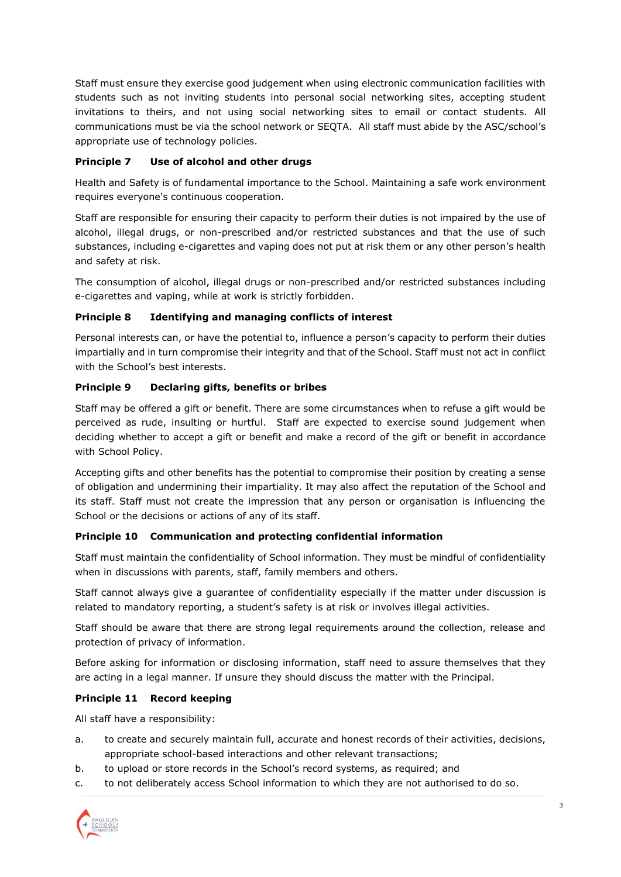Staff must ensure they exercise good judgement when using electronic communication facilities with students such as not inviting students into personal social networking sites, accepting student invitations to theirs, and not using social networking sites to email or contact students. All communications must be via the school network or SEQTA. All staff must abide by the ASC/school's appropriate use of technology policies.

**Principle 7 Use of alcohol and other drugs**

Health and Safety is of fundamental importance to the School. Maintaining a safe work environment requires everyone's continuous cooperation.

Staff are responsible for ensuring their capacity to perform their duties is not impaired by the use of alcohol, illegal drugs, or non-prescribed and/or restricted substances and that the use of such substances, including e-cigarettes and vaping does not put at risk them or any other person's health and safety at risk.

The consumption of alcohol, illegal drugs or non-prescribed and/or restricted substances including e-cigarettes and vaping, while at work is strictly forbidden.

**Principle 8 Identifying and managing conflicts of interest**

Personal interests can, or have the potential to, influence a person's capacity to perform their duties impartially and in turn compromise their integrity and that of the School. Staff must not act in conflict with the School's best interests.

**Principle 9 Declaring gifts, benefits or bribes**

Staff may be offered a gift or benefit. There are some circumstances when to refuse a gift would be perceived as rude, insulting or hurtful. Staff are expected to exercise sound judgement when deciding whether to accept a gift or benefit and make a record of the gift or benefit in accordance with School Policy.

Accepting gifts and other benefits has the potential to compromise their position by creating a sense of obligation and undermining their impartiality. It may also affect the reputation of the School and its staff. Staff must not create the impression that any person or organisation is influencing the School or the decisions or actions of any of its staff.

**Principle 10 Communication and protecting confidential information**

Staff must maintain the confidentiality of School information. They must be mindful of confidentiality when in discussions with parents, staff, family members and others.

Staff cannot always give a guarantee of confidentiality especially if the matter under discussion is related to mandatory reporting, a student's safety is at risk or involves illegal activities.

Staff should be aware that there are strong legal requirements around the collection, release and protection of privacy of information.

Before asking for information or disclosing information, staff need to assure themselves that they are acting in a legal manner. If unsure they should discuss the matter with the Principal.

**Principle 11 Record keeping**

All staff have a responsibility:

a. to create and securely maintain full, accurate and honest records of their activities, decisions, appropriate school-based interactions and other relevant transactions;
b. to upload or store records in the School's record systems, as required; and
c. to not deliberately access School information to which they are not authorised to do so.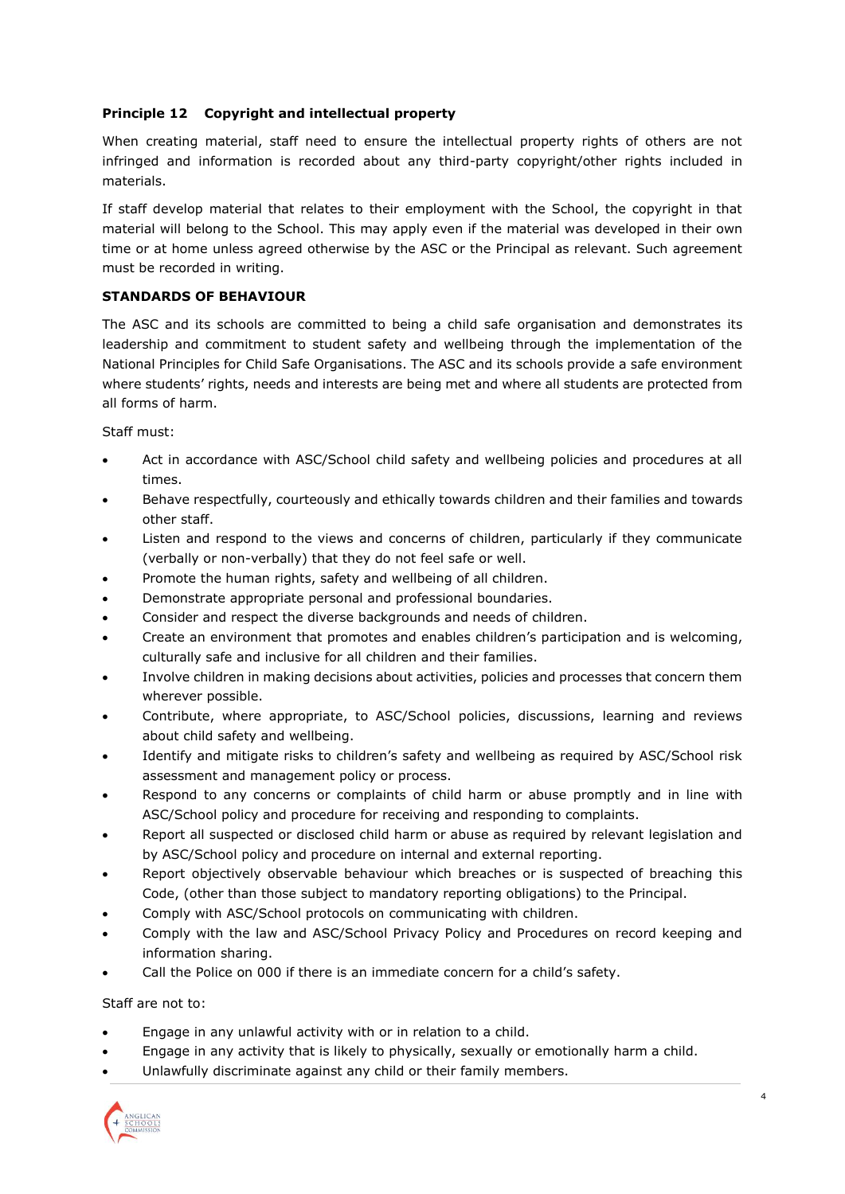**Principle 12 Copyright and intellectual property**

When creating material, staff need to ensure the intellectual property rights of others are not infringed and information is recorded about any third-party copyright/other rights included in materials.

If staff develop material that relates to their employment with the School, the copyright in that material will belong to the School. This may apply even if the material was developed in their own time or at home unless agreed otherwise by the ASC or the Principal as relevant. Such agreement must be recorded in writing.

**STANDARDS OF BEHAVIOUR**

The ASC and its schools are committed to being a child safe organisation and demonstrates its leadership and commitment to student safety and wellbeing through the implementation of the National Principles for Child Safe Organisations. The ASC and its schools provide a safe environment where students' rights, needs and interests are being met and where all students are protected from all forms of harm.

Staff must:

- Act in accordance with ASC/School child safety and wellbeing policies and procedures at all times.
- Behave respectfully, courteously and ethically towards children and their families and towards other staff.
- Listen and respond to the views and concerns of children, particularly if they communicate (verbally or non-verbally) that they do not feel safe or well.
- Promote the human rights, safety and wellbeing of all children.
- Demonstrate appropriate personal and professional boundaries.
- Consider and respect the diverse backgrounds and needs of children.
- Create an environment that promotes and enables children's participation and is welcoming, culturally safe and inclusive for all children and their families.
- Involve children in making decisions about activities, policies and processes that concern them wherever possible.
- Contribute, where appropriate, to ASC/School policies, discussions, learning and reviews about child safety and wellbeing.
- Identify and mitigate risks to children's safety and wellbeing as required by ASC/School risk assessment and management policy or process.
- Respond to any concerns or complaints of child harm or abuse promptly and in line with ASC/School policy and procedure for receiving and responding to complaints.
- Report all suspected or disclosed child harm or abuse as required by relevant legislation and by ASC/School policy and procedure on internal and external reporting.
- Report objectively observable behaviour which breaches or is suspected of breaching this Code, (other than those subject to mandatory reporting obligations) to the Principal.
- Comply with ASC/School protocols on communicating with children.
- Comply with the law and ASC/School Privacy Policy and Procedures on record keeping and information sharing.
- Call the Police on 000 if there is an immediate concern for a child's safety.

Staff are not to:

- Engage in any unlawful activity with or in relation to a child.
- Engage in any activity that is likely to physically, sexually or emotionally harm a child.
- Unlawfully discriminate against any child or their family members.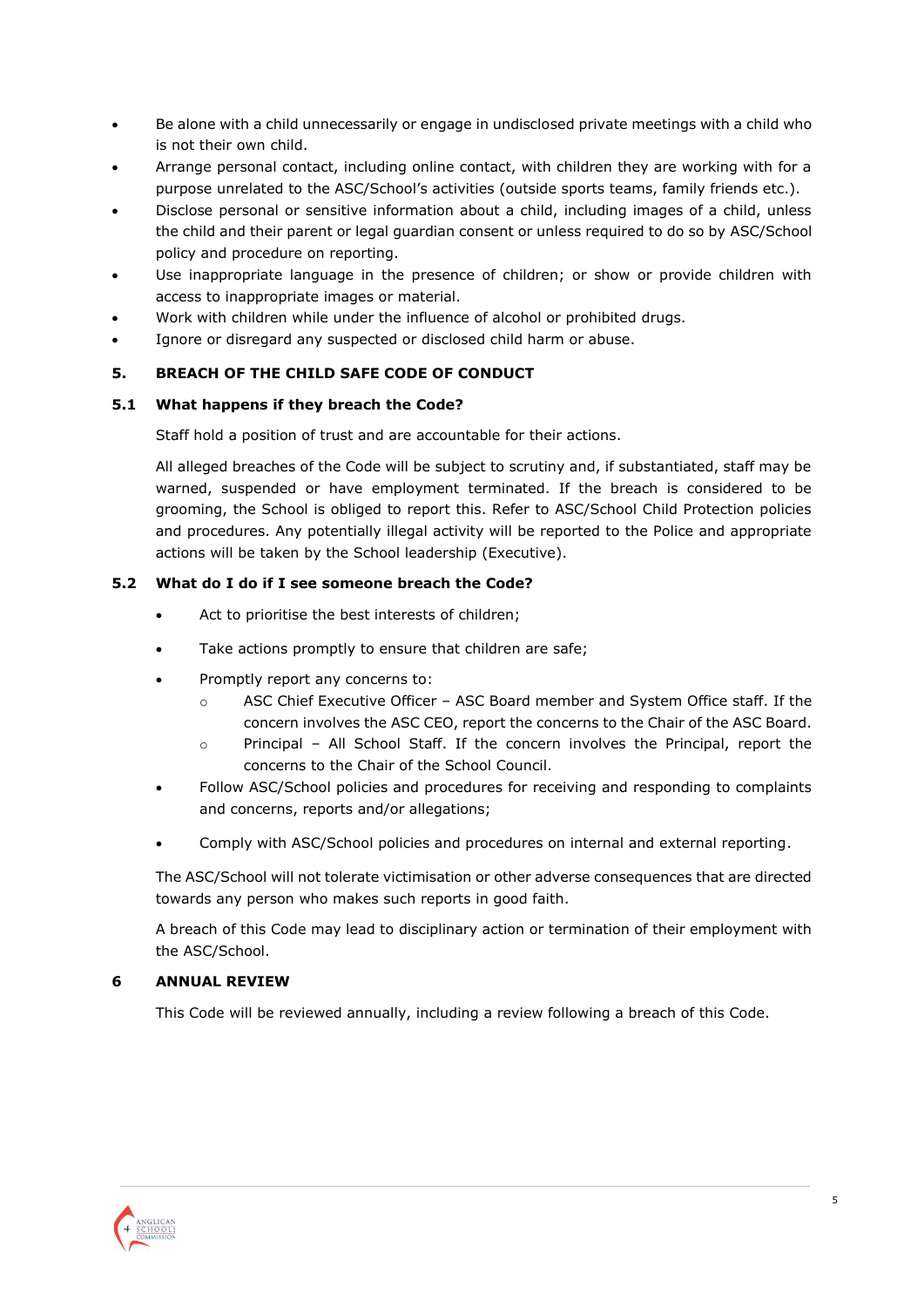- Be alone with a child unnecessarily or engage in undisclosed private meetings with a child who is not their own child.
- Arrange personal contact, including online contact, with children they are working with for a purpose unrelated to the ASC/School's activities (outside sports teams, family friends etc.).
- Disclose personal or sensitive information about a child, including images of a child, unless the child and their parent or legal guardian consent or unless required to do so by ASC/School policy and procedure on reporting.
- Use inappropriate language in the presence of children; or show or provide children with access to inappropriate images or material.
- Work with children while under the influence of alcohol or prohibited drugs.
- Ignore or disregard any suspected or disclosed child harm or abuse.

## 5. BREACH OF THE CHILD SAFE CODE OF CONDUCT

### 5.1 What happens if they breach the Code?

Staff hold a position of trust and are accountable for their actions.

All alleged breaches of the Code will be subject to scrutiny and, if substantiated, staff may be warned, suspended or have employment terminated. If the breach is considered to be grooming, the School is obliged to report this. Refer to ASC/School Child Protection policies and procedures. Any potentially illegal activity will be reported to the Police and appropriate actions will be taken by the School leadership (Executive).

### 5.2 What do I do if I see someone breach the Code?

- Act to prioritise the best interests of children;
- Take actions promptly to ensure that children are safe;
- Promptly report any concerns to:
  - ASC Chief Executive Officer – ASC Board member and System Office staff. If the concern involves the ASC CEO, report the concerns to the Chair of the ASC Board.
  - Principal – All School Staff. If the concern involves the Principal, report the concerns to the Chair of the School Council.
- Follow ASC/School policies and procedures for receiving and responding to complaints and concerns, reports and/or allegations;
- Comply with ASC/School policies and procedures on internal and external reporting.

The ASC/School will not tolerate victimisation or other adverse consequences that are directed towards any person who makes such reports in good faith.

A breach of this Code may lead to disciplinary action or termination of their employment with the ASC/School.

## 6 ANNUAL REVIEW

This Code will be reviewed annually, including a review following a breach of this Code.